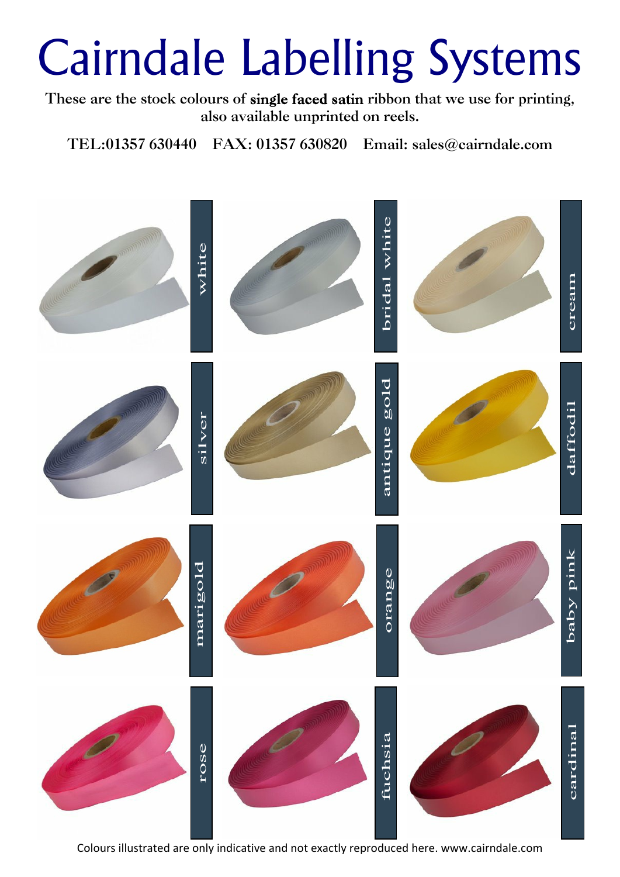# Cairndale Labelling Systems

**These are the stock colours of single faced satin ribbon that we use for printing, also available unprinted on reels.**

**TEL:01357 630440 FAX: 01357 630820 Email: sales@cairndale.com**

white

bridal white

cream

silver

antique gold

daffodil

marigold

orange

baby pink

rose

fuchsia

cardinal

Colours illustrated are only indicative and not exactly reproduced here. www.cairndale.com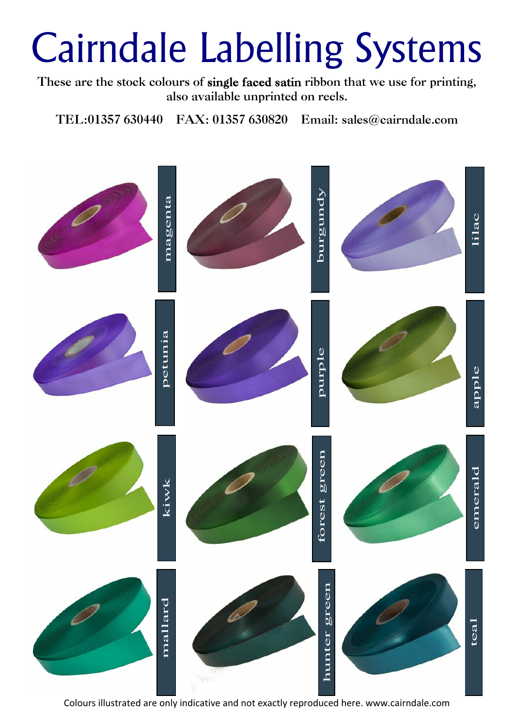# Cairndale Labelling Systems

These are the stock colours of **single faced satin** ribbon that we use for printing, also available unprinted on reels.

TEL:01357 630440 FAX: 01357 630820 Email: sales@cairndale.com

magenta

burgundy

lilac

petunia

purple

apple

kiwk

forest green

emerald

mallard

hunter green

teal

Colours illustrated are only indicative and not exactly reproduced here. www.cairndale.com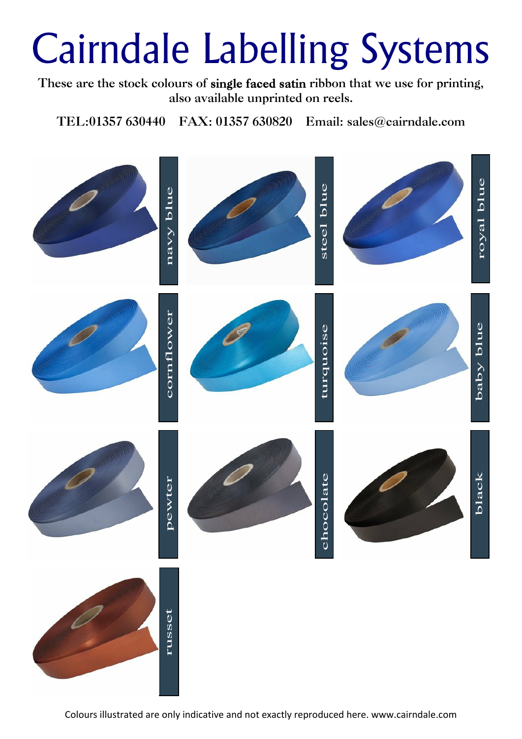# Cairndale Labelling Systems

These are the stock colours of **single faced satin** ribbon that we use for printing, also available unprinted on reels.

**TEL:01357 630440 FAX: 01357 630820 Email: sales@cairndale.com**

navy blue

steel blue

royal blue

cornflower

turquoise

baby blue

pewter

chocolate

black

russet

Colours illustrated are only indicative and not exactly reproduced here. www.cairndale.com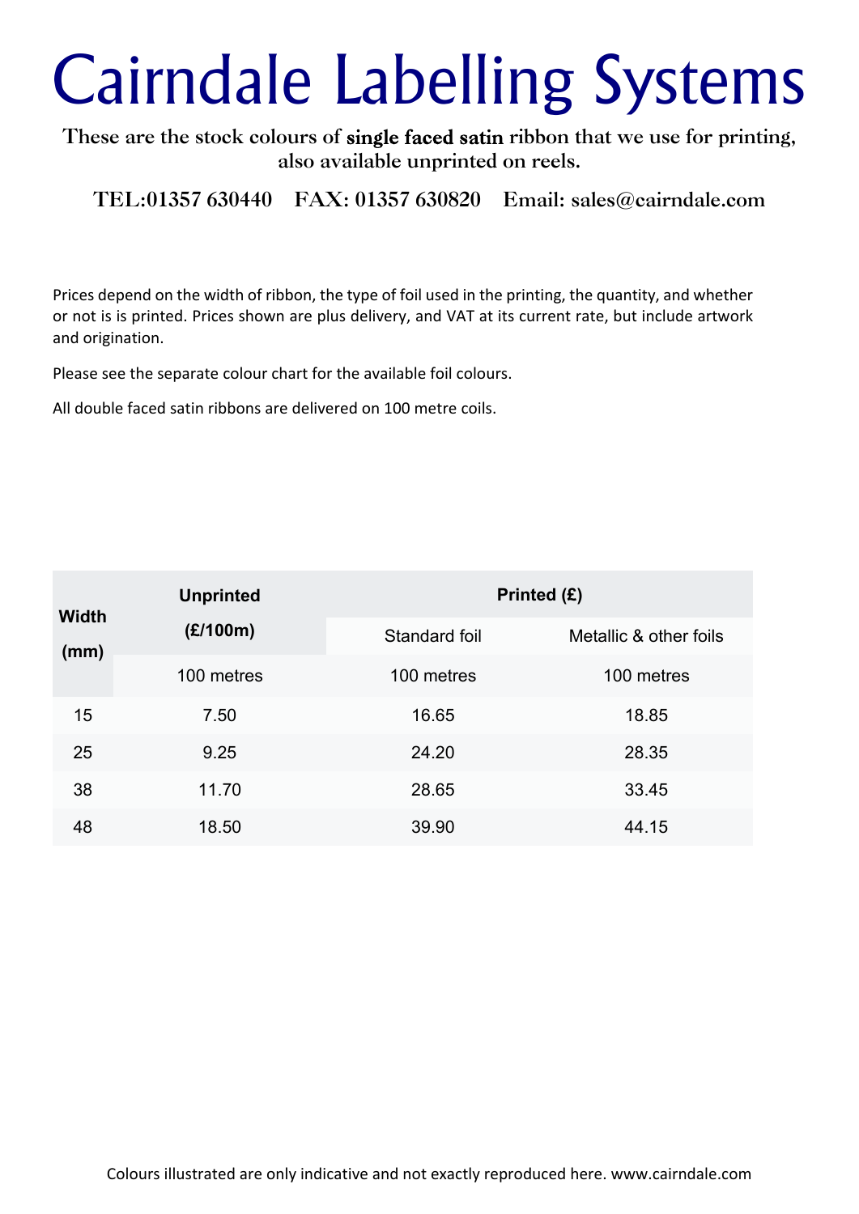# Cairndale Labelling Systems

**These are the stock colours of single faced satin ribbon that we use for printing, also available unprinted on reels.**

**TEL:01357 630440 FAX: 01357 630820 Email: sales@cairndale.com**

Prices depend on the width of ribbon, the type of foil used in the printing, the quantity, and whether or not is is printed. Prices shown are plus delivery, and VAT at its current rate, but include artwork and origination.

Please see the separate colour chart for the available foil colours.

All double faced satin ribbons are delivered on 100 metre coils.

| Width (mm) | Unprinted (£/100m) | Printed (£) | |
|---|---|---|---|
| | | Standard foil | Metallic & other foils |
| | 100 metres | 100 metres | 100 metres |
| 15 | 7.50 | 16.65 | 18.85 |
| 25 | 9.25 | 24.20 | 28.35 |
| 38 | 11.70 | 28.65 | 33.45 |
| 48 | 18.50 | 39.90 | 44.15 |

Colours illustrated are only indicative and not exactly reproduced here. www.cairndale.com